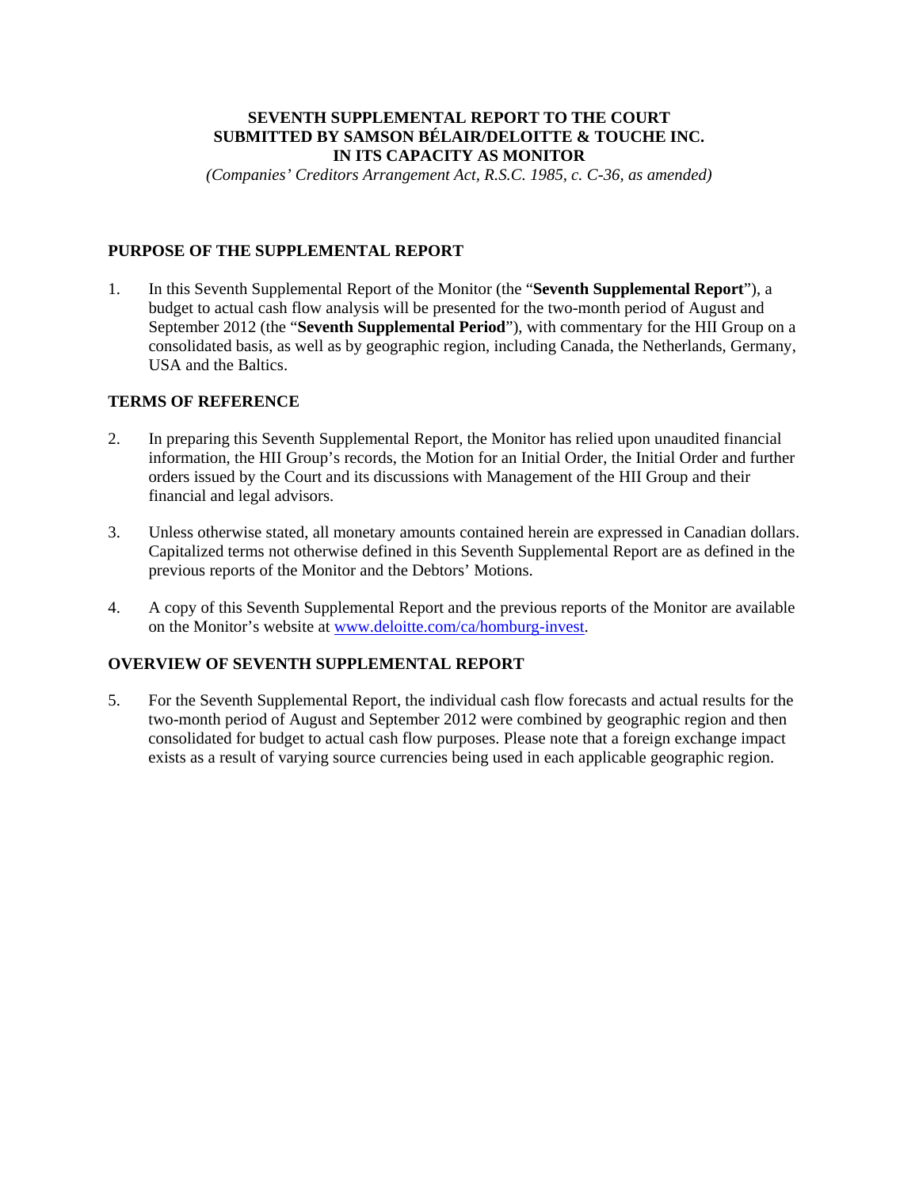**SEVENTH SUPPLEMENTAL REPORT TO THE COURT**
**SUBMITTED BY SAMSON BÉLAIR/DELOITTE & TOUCHE INC.**
**IN ITS CAPACITY AS MONITOR**

*(Companies' Creditors Arrangement Act, R.S.C. 1985, c. C-36, as amended)*

## PURPOSE OF THE SUPPLEMENTAL REPORT

1. In this Seventh Supplemental Report of the Monitor (the "**Seventh Supplemental Report**"), a budget to actual cash flow analysis will be presented for the two-month period of August and September 2012 (the "**Seventh Supplemental Period**"), with commentary for the HII Group on a consolidated basis, as well as by geographic region, including Canada, the Netherlands, Germany, USA and the Baltics.

## TERMS OF REFERENCE

2. In preparing this Seventh Supplemental Report, the Monitor has relied upon unaudited financial information, the HII Group's records, the Motion for an Initial Order, the Initial Order and further orders issued by the Court and its discussions with Management of the HII Group and their financial and legal advisors.

3. Unless otherwise stated, all monetary amounts contained herein are expressed in Canadian dollars. Capitalized terms not otherwise defined in this Seventh Supplemental Report are as defined in the previous reports of the Monitor and the Debtors' Motions.

4. A copy of this Seventh Supplemental Report and the previous reports of the Monitor are available on the Monitor's website at [www.deloitte.com/ca/homburg-invest](www.deloitte.com/ca/homburg-invest).

## OVERVIEW OF SEVENTH SUPPLEMENTAL REPORT

5. For the Seventh Supplemental Report, the individual cash flow forecasts and actual results for the two-month period of August and September 2012 were combined by geographic region and then consolidated for budget to actual cash flow purposes. Please note that a foreign exchange impact exists as a result of varying source currencies being used in each applicable geographic region.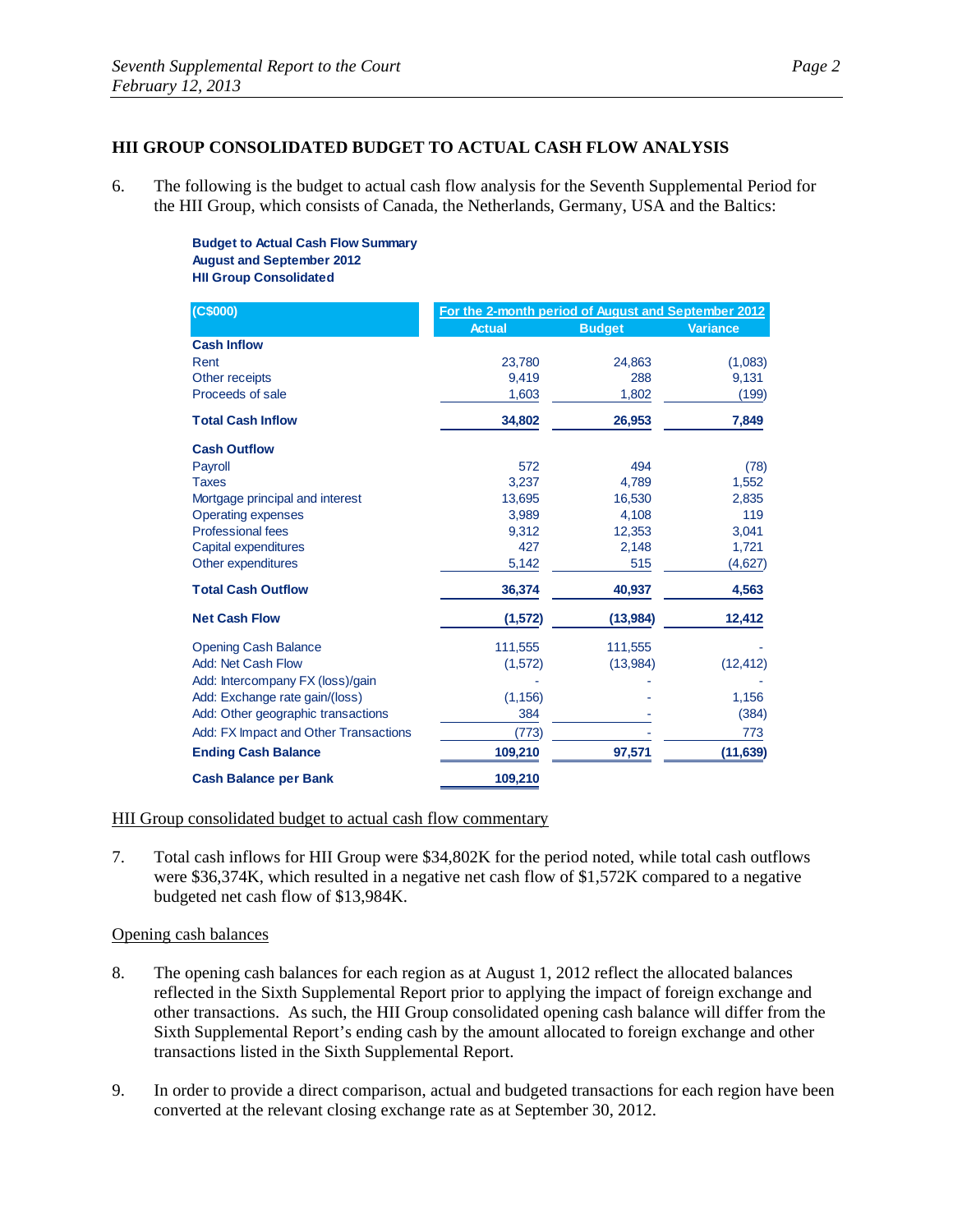## HII GROUP CONSOLIDATED BUDGET TO ACTUAL CASH FLOW ANALYSIS

6. The following is the budget to actual cash flow analysis for the Seventh Supplemental Period for the HII Group, which consists of Canada, the Netherlands, Germany, USA and the Baltics:

**Budget to Actual Cash Flow Summary**
**August and September 2012**
**HII Group Consolidated**

| (C$000) | For the 2-month period of August and September 2012 | | |
|---|---|---|---|
| | Actual | Budget | Variance |
| **Cash Inflow** | | | |
| Rent | 23,780 | 24,863 | (1,083) |
| Other receipts | 9,419 | 288 | 9,131 |
| Proceeds of sale | 1,603 | 1,802 | (199) |
| **Total Cash Inflow** | **34,802** | **26,953** | **7,849** |
| **Cash Outflow** | | | |
| Payroll | 572 | 494 | (78) |
| Taxes | 3,237 | 4,789 | 1,552 |
| Mortgage principal and interest | 13,695 | 16,530 | 2,835 |
| Operating expenses | 3,989 | 4,108 | 119 |
| Professional fees | 9,312 | 12,353 | 3,041 |
| Capital expenditures | 427 | 2,148 | 1,721 |
| Other expenditures | 5,142 | 515 | (4,627) |
| **Total Cash Outflow** | **36,374** | **40,937** | **4,563** |
| **Net Cash Flow** | **(1,572)** | **(13,984)** | **12,412** |
| Opening Cash Balance | 111,555 | 111,555 | - |
| Add: Net Cash Flow | (1,572) | (13,984) | (12,412) |
| Add: Intercompany FX (loss)/gain | - | - | - |
| Add: Exchange rate gain/(loss) | (1,156) | - | 1,156 |
| Add: Other geographic transactions | 384 | - | (384) |
| Add: FX Impact and Other Transactions | (773) | - | 773 |
| **Ending Cash Balance** | **109,210** | **97,571** | **(11,639)** |
| **Cash Balance per Bank** | **109,210** | | |

HII Group consolidated budget to actual cash flow commentary

7. Total cash inflows for HII Group were $34,802K for the period noted, while total cash outflows were $36,374K, which resulted in a negative net cash flow of $1,572K compared to a negative budgeted net cash flow of $13,984K.

Opening cash balances

8. The opening cash balances for each region as at August 1, 2012 reflect the allocated balances reflected in the Sixth Supplemental Report prior to applying the impact of foreign exchange and other transactions. As such, the HII Group consolidated opening cash balance will differ from the Sixth Supplemental Report's ending cash by the amount allocated to foreign exchange and other transactions listed in the Sixth Supplemental Report.

9. In order to provide a direct comparison, actual and budgeted transactions for each region have been converted at the relevant closing exchange rate as at September 30, 2012.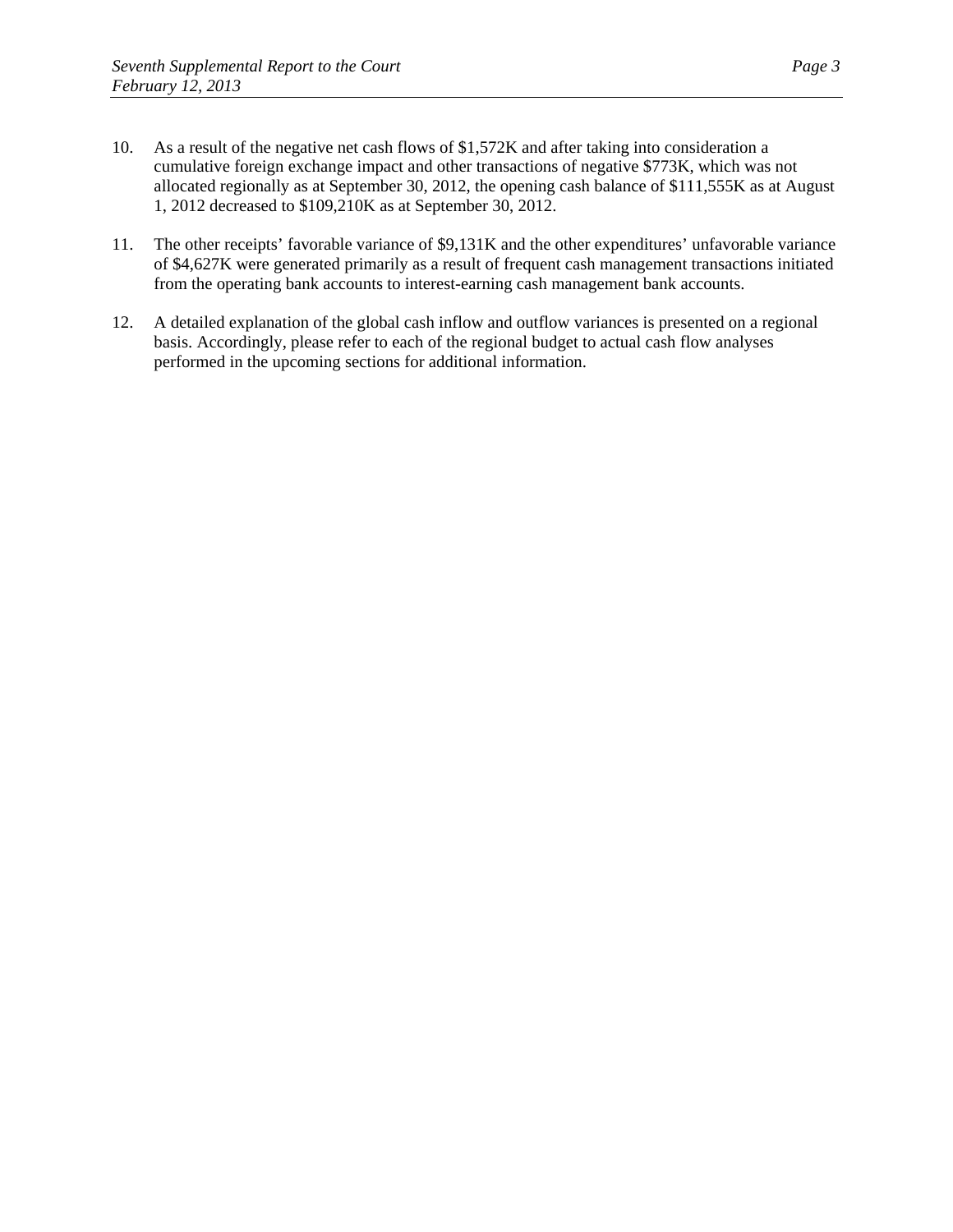10. As a result of the negative net cash flows of $1,572K and after taking into consideration a cumulative foreign exchange impact and other transactions of negative $773K, which was not allocated regionally as at September 30, 2012, the opening cash balance of $111,555K as at August 1, 2012 decreased to $109,210K as at September 30, 2012.

11. The other receipts' favorable variance of $9,131K and the other expenditures' unfavorable variance of $4,627K were generated primarily as a result of frequent cash management transactions initiated from the operating bank accounts to interest-earning cash management bank accounts.

12. A detailed explanation of the global cash inflow and outflow variances is presented on a regional basis. Accordingly, please refer to each of the regional budget to actual cash flow analyses performed in the upcoming sections for additional information.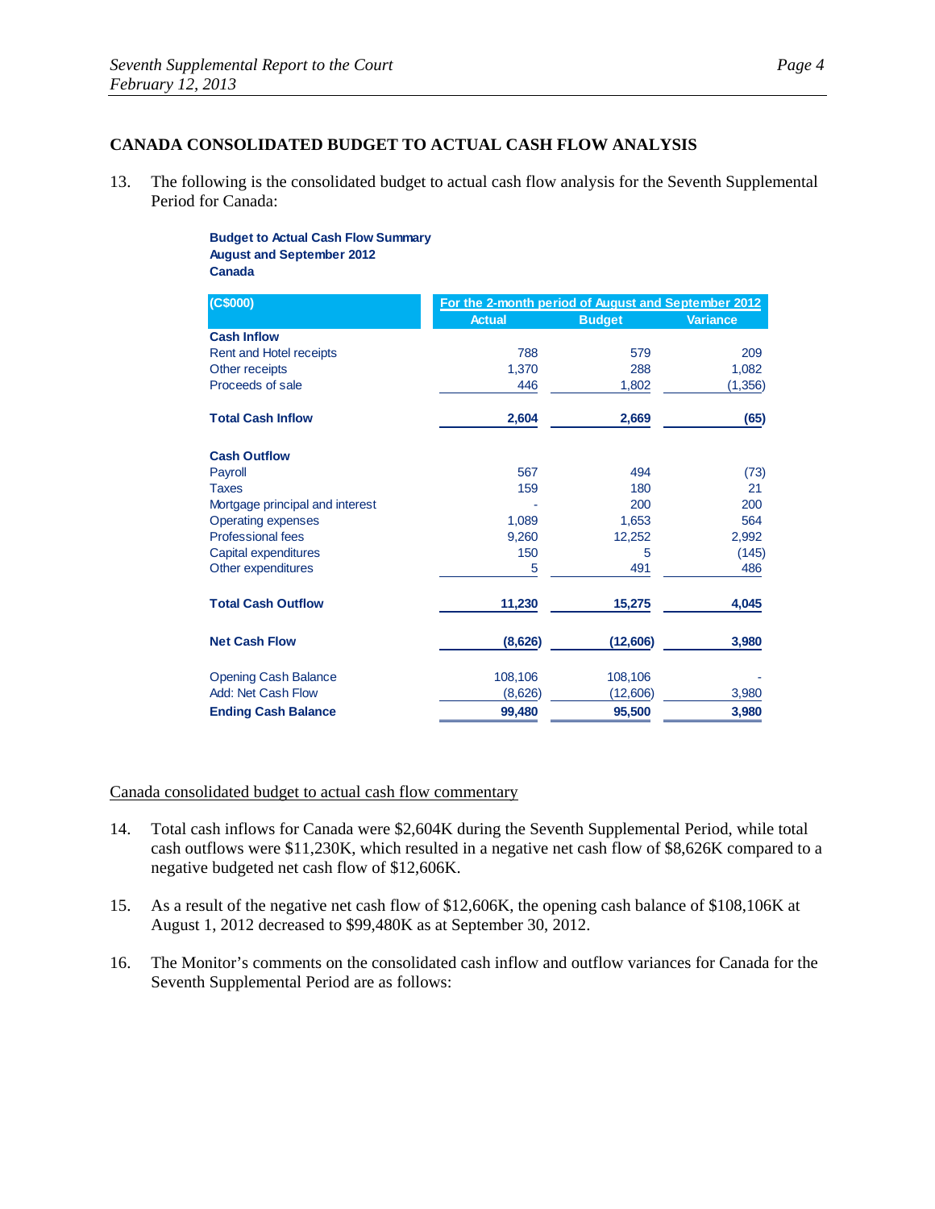## CANADA CONSOLIDATED BUDGET TO ACTUAL CASH FLOW ANALYSIS

13. The following is the consolidated budget to actual cash flow analysis for the Seventh Supplemental Period for Canada:

**Budget to Actual Cash Flow Summary**
**August and September 2012**
**Canada**

| (C$000) | For the 2-month period of August and September 2012 | | |
|---|---|---|---|
| | Actual | Budget | Variance |
| **Cash Inflow** | | | |
| Rent and Hotel receipts | 788 | 579 | 209 |
| Other receipts | 1,370 | 288 | 1,082 |
| Proceeds of sale | 446 | 1,802 | (1,356) |
| **Total Cash Inflow** | **2,604** | **2,669** | **(65)** |
| **Cash Outflow** | | | |
| Payroll | 567 | 494 | (73) |
| Taxes | 159 | 180 | 21 |
| Mortgage principal and interest | - | 200 | 200 |
| Operating expenses | 1,089 | 1,653 | 564 |
| Professional fees | 9,260 | 12,252 | 2,992 |
| Capital expenditures | 150 | 5 | (145) |
| Other expenditures | 5 | 491 | 486 |
| **Total Cash Outflow** | **11,230** | **15,275** | **4,045** |
| **Net Cash Flow** | **(8,626)** | **(12,606)** | **3,980** |
| Opening Cash Balance | 108,106 | 108,106 | - |
| Add: Net Cash Flow | (8,626) | (12,606) | 3,980 |
| **Ending Cash Balance** | **99,480** | **95,500** | **3,980** |

Canada consolidated budget to actual cash flow commentary

14. Total cash inflows for Canada were $2,604K during the Seventh Supplemental Period, while total cash outflows were $11,230K, which resulted in a negative net cash flow of $8,626K compared to a negative budgeted net cash flow of $12,606K.

15. As a result of the negative net cash flow of $12,606K, the opening cash balance of $108,106K at August 1, 2012 decreased to $99,480K as at September 30, 2012.

16. The Monitor's comments on the consolidated cash inflow and outflow variances for Canada for the Seventh Supplemental Period are as follows: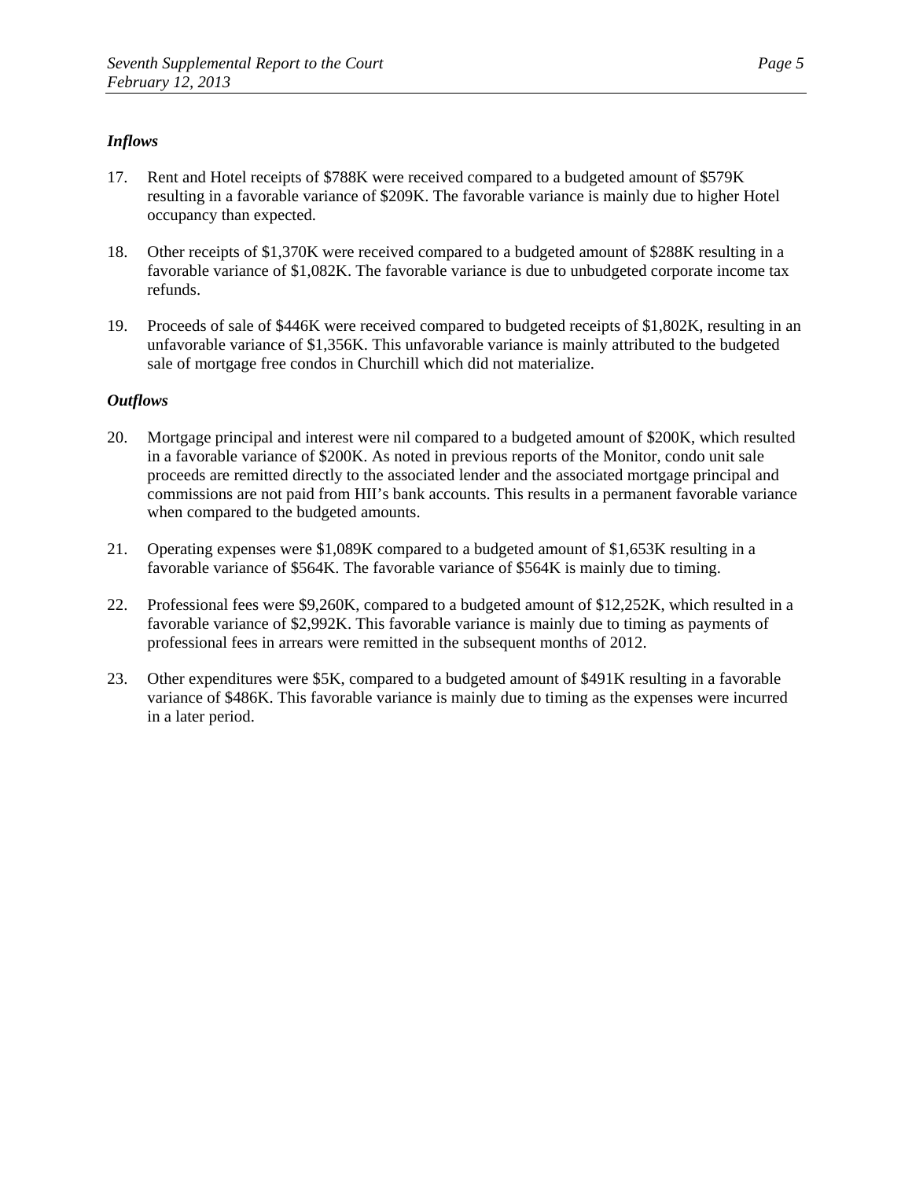***Inflows***

17. Rent and Hotel receipts of $788K were received compared to a budgeted amount of $579K resulting in a favorable variance of $209K. The favorable variance is mainly due to higher Hotel occupancy than expected.

18. Other receipts of $1,370K were received compared to a budgeted amount of $288K resulting in a favorable variance of $1,082K. The favorable variance is due to unbudgeted corporate income tax refunds.

19. Proceeds of sale of $446K were received compared to budgeted receipts of $1,802K, resulting in an unfavorable variance of $1,356K. This unfavorable variance is mainly attributed to the budgeted sale of mortgage free condos in Churchill which did not materialize.

***Outflows***

20. Mortgage principal and interest were nil compared to a budgeted amount of $200K, which resulted in a favorable variance of $200K. As noted in previous reports of the Monitor, condo unit sale proceeds are remitted directly to the associated lender and the associated mortgage principal and commissions are not paid from HII's bank accounts. This results in a permanent favorable variance when compared to the budgeted amounts.

21. Operating expenses were $1,089K compared to a budgeted amount of $1,653K resulting in a favorable variance of $564K. The favorable variance of $564K is mainly due to timing.

22. Professional fees were $9,260K, compared to a budgeted amount of $12,252K, which resulted in a favorable variance of $2,992K. This favorable variance is mainly due to timing as payments of professional fees in arrears were remitted in the subsequent months of 2012.

23. Other expenditures were $5K, compared to a budgeted amount of $491K resulting in a favorable variance of $486K. This favorable variance is mainly due to timing as the expenses were incurred in a later period.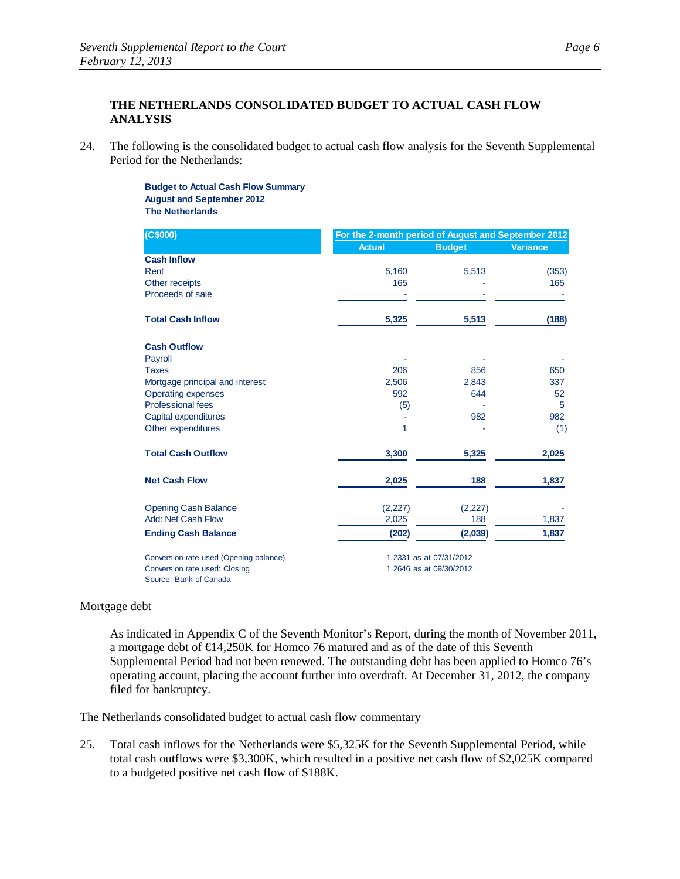## THE NETHERLANDS CONSOLIDATED BUDGET TO ACTUAL CASH FLOW ANALYSIS

24. The following is the consolidated budget to actual cash flow analysis for the Seventh Supplemental Period for the Netherlands:

**Budget to Actual Cash Flow Summary**
**August and September 2012**
**The Netherlands**

| (C$000) | For the 2-month period of August and September 2012 | | |
|---|---|---|---|
| | Actual | Budget | Variance |
| **Cash Inflow** | | | |
| Rent | 5,160 | 5,513 | (353) |
| Other receipts | 165 | - | 165 |
| Proceeds of sale | - | - | - |
| **Total Cash Inflow** | **5,325** | **5,513** | **(188)** |
| **Cash Outflow** | | | |
| Payroll | - | - | - |
| Taxes | 206 | 856 | 650 |
| Mortgage principal and interest | 2,506 | 2,843 | 337 |
| Operating expenses | 592 | 644 | 52 |
| Professional fees | (5) | - | 5 |
| Capital expenditures | - | 982 | 982 |
| Other expenditures | 1 | - | (1) |
| **Total Cash Outflow** | **3,300** | **5,325** | **2,025** |
| **Net Cash Flow** | **2,025** | **188** | **1,837** |
| Opening Cash Balance | (2,227) | (2,227) | - |
| Add: Net Cash Flow | 2,025 | 188 | 1,837 |
| **Ending Cash Balance** | **(202)** | **(2,039)** | **1,837** |

Conversion rate used (Opening balance) 1.2331 as at 07/31/2012
Conversion rate used: Closing 1.2646 as at 09/30/2012
Source: Bank of Canada

Mortgage debt

As indicated in Appendix C of the Seventh Monitor's Report, during the month of November 2011, a mortgage debt of €14,250K for Homco 76 matured and as of the date of this Seventh Supplemental Period had not been renewed. The outstanding debt has been applied to Homco 76's operating account, placing the account further into overdraft. At December 31, 2012, the company filed for bankruptcy.

The Netherlands consolidated budget to actual cash flow commentary

25. Total cash inflows for the Netherlands were $5,325K for the Seventh Supplemental Period, while total cash outflows were $3,300K, which resulted in a positive net cash flow of $2,025K compared to a budgeted positive net cash flow of $188K.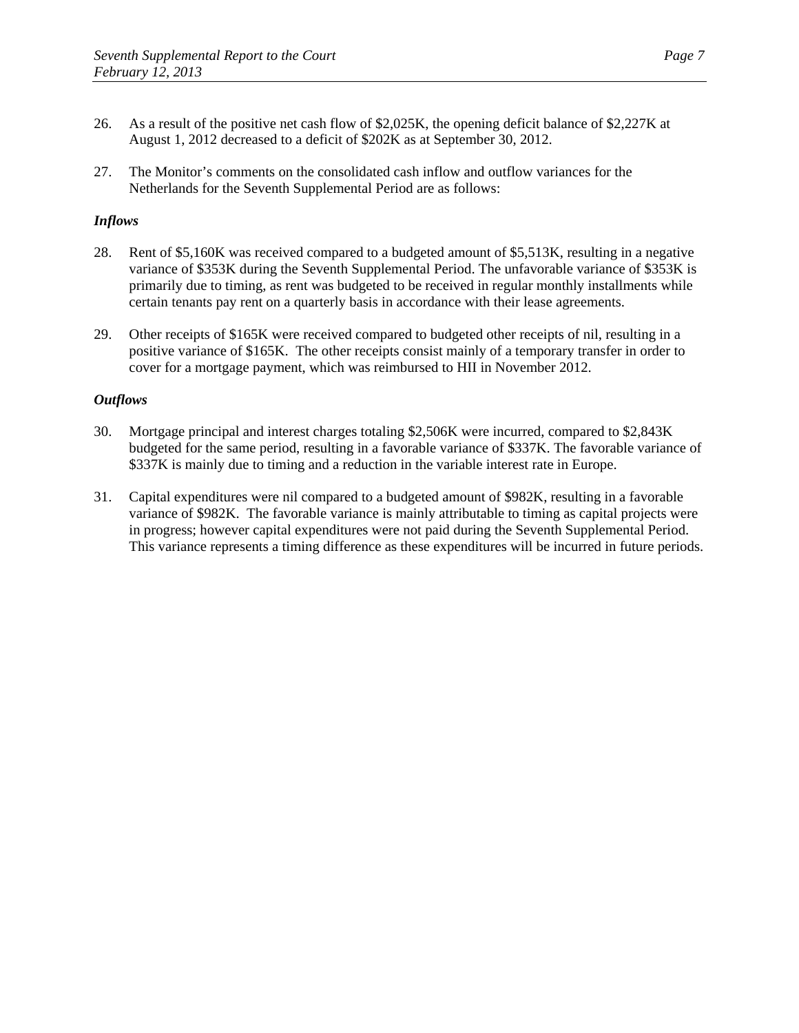26. As a result of the positive net cash flow of $2,025K, the opening deficit balance of $2,227K at August 1, 2012 decreased to a deficit of $202K as at September 30, 2012.

27. The Monitor's comments on the consolidated cash inflow and outflow variances for the Netherlands for the Seventh Supplemental Period are as follows:

***Inflows***

28. Rent of $5,160K was received compared to a budgeted amount of $5,513K, resulting in a negative variance of $353K during the Seventh Supplemental Period. The unfavorable variance of $353K is primarily due to timing, as rent was budgeted to be received in regular monthly installments while certain tenants pay rent on a quarterly basis in accordance with their lease agreements.

29. Other receipts of $165K were received compared to budgeted other receipts of nil, resulting in a positive variance of $165K. The other receipts consist mainly of a temporary transfer in order to cover for a mortgage payment, which was reimbursed to HII in November 2012.

***Outflows***

30. Mortgage principal and interest charges totaling $2,506K were incurred, compared to $2,843K budgeted for the same period, resulting in a favorable variance of $337K. The favorable variance of $337K is mainly due to timing and a reduction in the variable interest rate in Europe.

31. Capital expenditures were nil compared to a budgeted amount of $982K, resulting in a favorable variance of $982K. The favorable variance is mainly attributable to timing as capital projects were in progress; however capital expenditures were not paid during the Seventh Supplemental Period. This variance represents a timing difference as these expenditures will be incurred in future periods.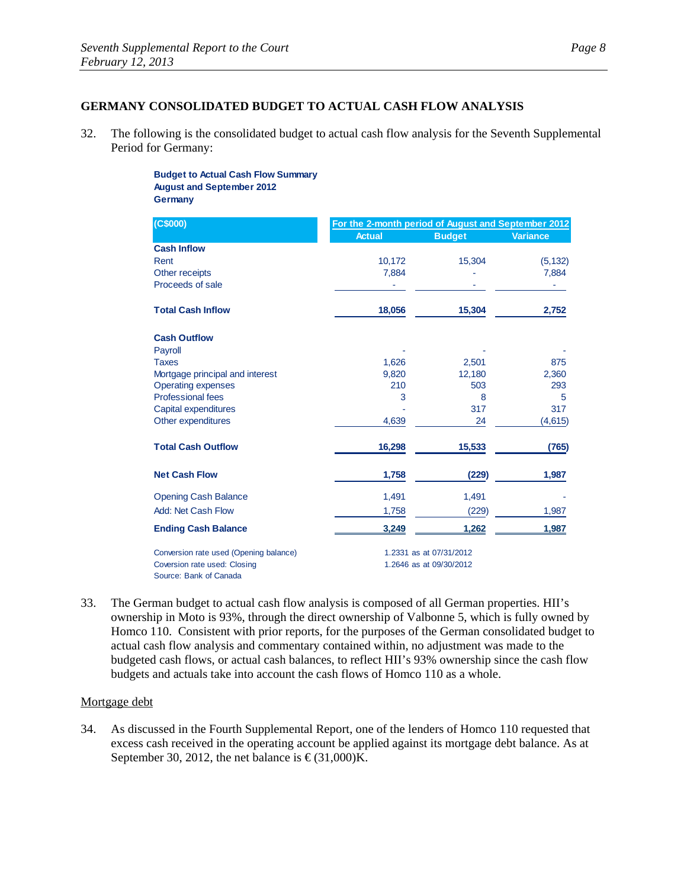## GERMANY CONSOLIDATED BUDGET TO ACTUAL CASH FLOW ANALYSIS

32. The following is the consolidated budget to actual cash flow analysis for the Seventh Supplemental Period for Germany:

**Budget to Actual Cash Flow Summary**
**August and September 2012**
**Germany**

| (C$000) | For the 2-month period of August and September 2012 | | |
|---|---|---|---|
| | Actual | Budget | Variance |
| **Cash Inflow** | | | |
| Rent | 10,172 | 15,304 | (5,132) |
| Other receipts | 7,884 | - | 7,884 |
| Proceeds of sale | - | - | - |
| **Total Cash Inflow** | **18,056** | **15,304** | **2,752** |
| **Cash Outflow** | | | |
| Payroll | - | - | - |
| Taxes | 1,626 | 2,501 | 875 |
| Mortgage principal and interest | 9,820 | 12,180 | 2,360 |
| Operating expenses | 210 | 503 | 293 |
| Professional fees | 3 | 8 | 5 |
| Capital expenditures | - | 317 | 317 |
| Other expenditures | 4,639 | 24 | (4,615) |
| **Total Cash Outflow** | **16,298** | **15,533** | **(765)** |
| **Net Cash Flow** | **1,758** | **(229)** | **1,987** |
| Opening Cash Balance | 1,491 | 1,491 | - |
| Add: Net Cash Flow | 1,758 | (229) | 1,987 |
| **Ending Cash Balance** | **3,249** | **1,262** | **1,987** |

Conversion rate used (Opening balance) 1.2331 as at 07/31/2012
Coversion rate used: Closing 1.2646 as at 09/30/2012
Source: Bank of Canada

33. The German budget to actual cash flow analysis is composed of all German properties. HII's ownership in Moto is 93%, through the direct ownership of Valbonne 5, which is fully owned by Homco 110. Consistent with prior reports, for the purposes of the German consolidated budget to actual cash flow analysis and commentary contained within, no adjustment was made to the budgeted cash flows, or actual cash balances, to reflect HII's 93% ownership since the cash flow budgets and actuals take into account the cash flows of Homco 110 as a whole.

<u>Mortgage debt</u>

34. As discussed in the Fourth Supplemental Report, one of the lenders of Homco 110 requested that excess cash received in the operating account be applied against its mortgage debt balance. As at September 30, 2012, the net balance is €(31,000)K.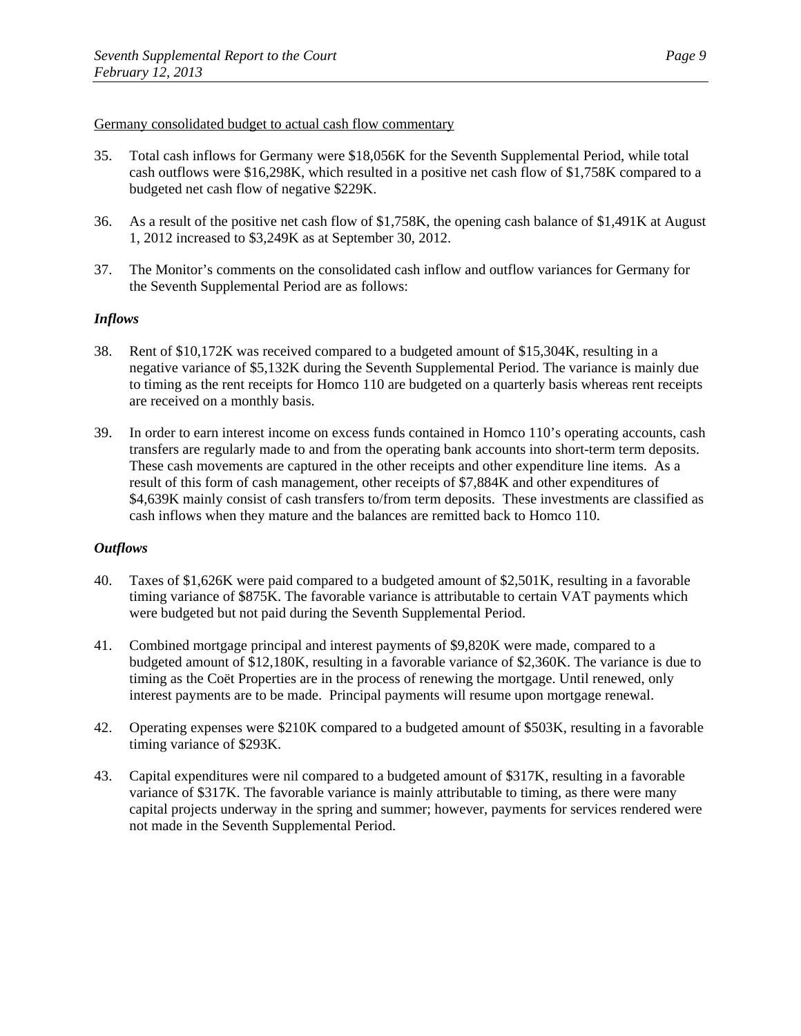Germany consolidated budget to actual cash flow commentary

35. Total cash inflows for Germany were $18,056K for the Seventh Supplemental Period, while total cash outflows were $16,298K, which resulted in a positive net cash flow of $1,758K compared to a budgeted net cash flow of negative $229K.

36. As a result of the positive net cash flow of $1,758K, the opening cash balance of $1,491K at August 1, 2012 increased to $3,249K as at September 30, 2012.

37. The Monitor's comments on the consolidated cash inflow and outflow variances for Germany for the Seventh Supplemental Period are as follows:

***Inflows***

38. Rent of $10,172K was received compared to a budgeted amount of $15,304K, resulting in a negative variance of $5,132K during the Seventh Supplemental Period. The variance is mainly due to timing as the rent receipts for Homco 110 are budgeted on a quarterly basis whereas rent receipts are received on a monthly basis.

39. In order to earn interest income on excess funds contained in Homco 110's operating accounts, cash transfers are regularly made to and from the operating bank accounts into short-term term deposits. These cash movements are captured in the other receipts and other expenditure line items. As a result of this form of cash management, other receipts of $7,884K and other expenditures of $4,639K mainly consist of cash transfers to/from term deposits. These investments are classified as cash inflows when they mature and the balances are remitted back to Homco 110.

***Outflows***

40. Taxes of $1,626K were paid compared to a budgeted amount of $2,501K, resulting in a favorable timing variance of $875K. The favorable variance is attributable to certain VAT payments which were budgeted but not paid during the Seventh Supplemental Period.

41. Combined mortgage principal and interest payments of $9,820K were made, compared to a budgeted amount of $12,180K, resulting in a favorable variance of $2,360K. The variance is due to timing as the Coët Properties are in the process of renewing the mortgage. Until renewed, only interest payments are to be made. Principal payments will resume upon mortgage renewal.

42. Operating expenses were $210K compared to a budgeted amount of $503K, resulting in a favorable timing variance of $293K.

43. Capital expenditures were nil compared to a budgeted amount of $317K, resulting in a favorable variance of $317K. The favorable variance is mainly attributable to timing, as there were many capital projects underway in the spring and summer; however, payments for services rendered were not made in the Seventh Supplemental Period.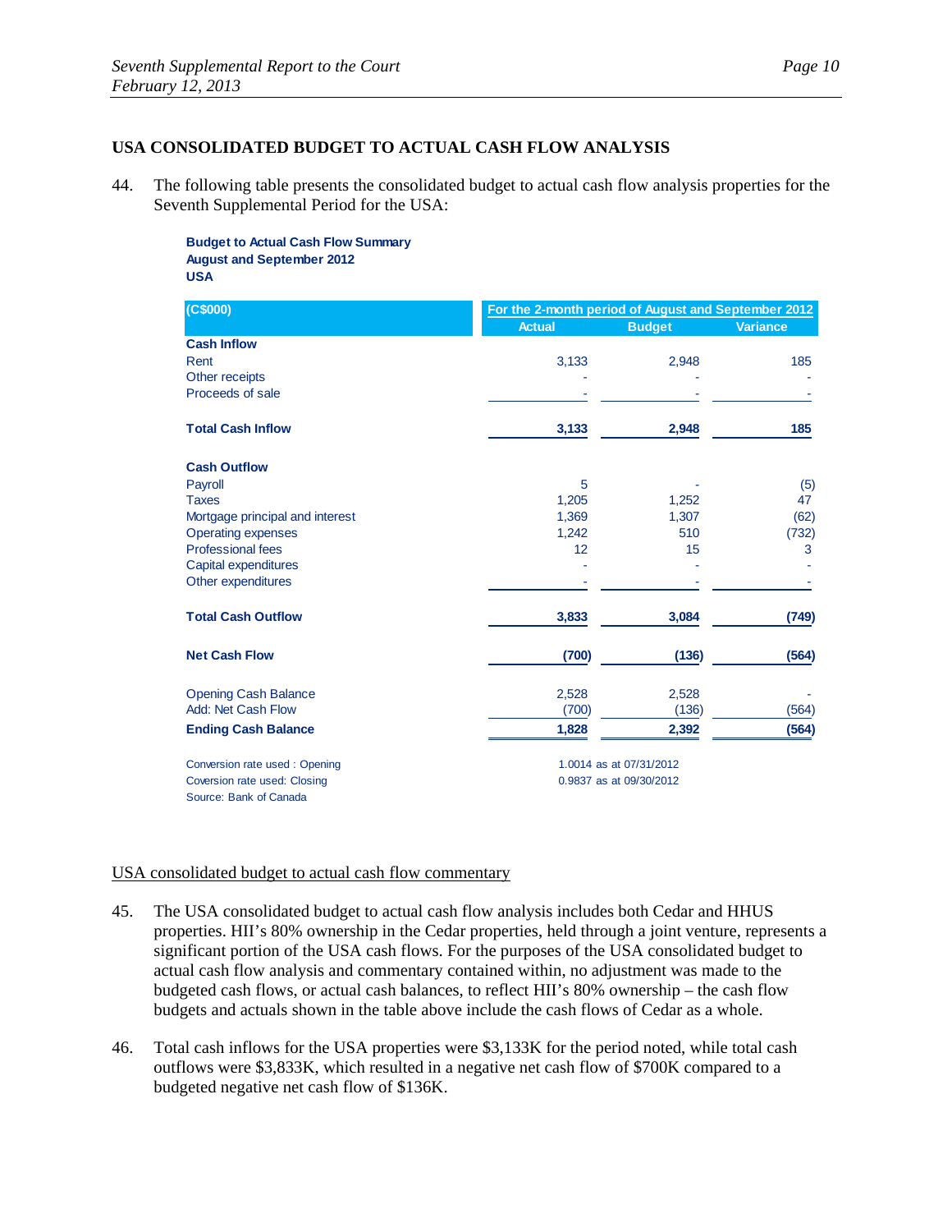## USA CONSOLIDATED BUDGET TO ACTUAL CASH FLOW ANALYSIS

44. The following table presents the consolidated budget to actual cash flow analysis properties for the Seventh Supplemental Period for the USA:

**Budget to Actual Cash Flow Summary**
**August and September 2012**
**USA**

| (C$000) | For the 2-month period of August and September 2012 | | |
|---|---|---|---|
| | **Actual** | **Budget** | **Variance** |
| **Cash Inflow** | | | |
| Rent | 3,133 | 2,948 | 185 |
| Other receipts | - | - | - |
| Proceeds of sale | - | - | - |
| **Total Cash Inflow** | **3,133** | **2,948** | **185** |
| **Cash Outflow** | | | |
| Payroll | 5 | - | (5) |
| Taxes | 1,205 | 1,252 | 47 |
| Mortgage principal and interest | 1,369 | 1,307 | (62) |
| Operating expenses | 1,242 | 510 | (732) |
| Professional fees | 12 | 15 | 3 |
| Capital expenditures | - | - | - |
| Other expenditures | - | - | - |
| **Total Cash Outflow** | **3,833** | **3,084** | **(749)** |
| **Net Cash Flow** | **(700)** | **(136)** | **(564)** |
| Opening Cash Balance | 2,528 | 2,528 | - |
| Add: Net Cash Flow | (700) | (136) | (564) |
| **Ending Cash Balance** | **1,828** | **2,392** | **(564)** |

Conversion rate used : Opening 1.0014 as at 07/31/2012
Coversion rate used: Closing 0.9837 as at 09/30/2012
Source: Bank of Canada

USA consolidated budget to actual cash flow commentary

45. The USA consolidated budget to actual cash flow analysis includes both Cedar and HHUS properties. HII's 80% ownership in the Cedar properties, held through a joint venture, represents a significant portion of the USA cash flows. For the purposes of the USA consolidated budget to actual cash flow analysis and commentary contained within, no adjustment was made to the budgeted cash flows, or actual cash balances, to reflect HII's 80% ownership – the cash flow budgets and actuals shown in the table above include the cash flows of Cedar as a whole.

46. Total cash inflows for the USA properties were $3,133K for the period noted, while total cash outflows were $3,833K, which resulted in a negative net cash flow of $700K compared to a budgeted negative net cash flow of $136K.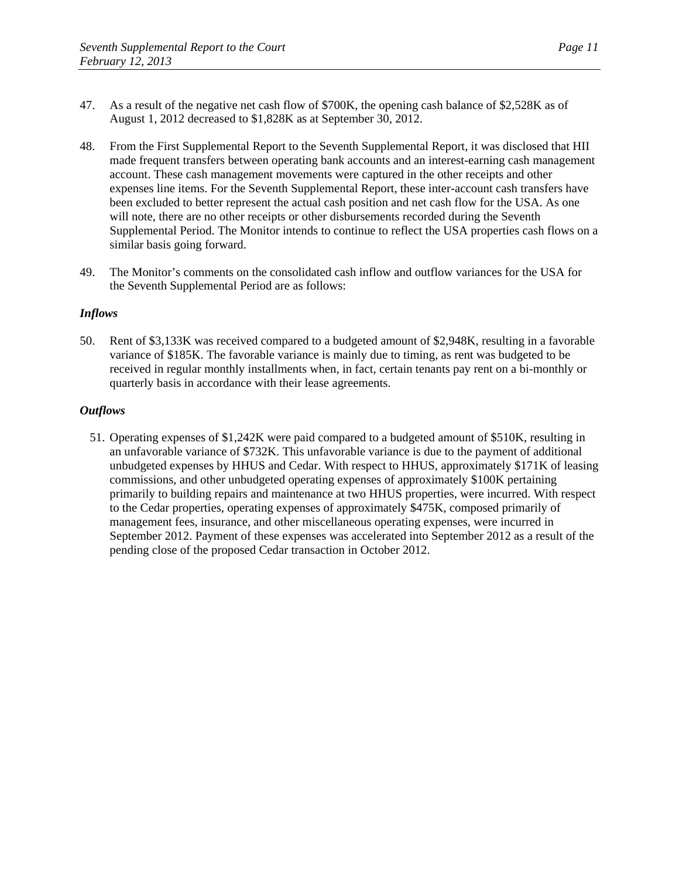47. As a result of the negative net cash flow of $700K, the opening cash balance of $2,528K as of August 1, 2012 decreased to $1,828K as at September 30, 2012.

48. From the First Supplemental Report to the Seventh Supplemental Report, it was disclosed that HII made frequent transfers between operating bank accounts and an interest-earning cash management account. These cash management movements were captured in the other receipts and other expenses line items. For the Seventh Supplemental Report, these inter-account cash transfers have been excluded to better represent the actual cash position and net cash flow for the USA. As one will note, there are no other receipts or other disbursements recorded during the Seventh Supplemental Period. The Monitor intends to continue to reflect the USA properties cash flows on a similar basis going forward.

49. The Monitor's comments on the consolidated cash inflow and outflow variances for the USA for the Seventh Supplemental Period are as follows:

***Inflows***

50. Rent of $3,133K was received compared to a budgeted amount of $2,948K, resulting in a favorable variance of $185K. The favorable variance is mainly due to timing, as rent was budgeted to be received in regular monthly installments when, in fact, certain tenants pay rent on a bi-monthly or quarterly basis in accordance with their lease agreements.

***Outflows***

51. Operating expenses of $1,242K were paid compared to a budgeted amount of $510K, resulting in an unfavorable variance of $732K. This unfavorable variance is due to the payment of additional unbudgeted expenses by HHUS and Cedar. With respect to HHUS, approximately $171K of leasing commissions, and other unbudgeted operating expenses of approximately $100K pertaining primarily to building repairs and maintenance at two HHUS properties, were incurred. With respect to the Cedar properties, operating expenses of approximately $475K, composed primarily of management fees, insurance, and other miscellaneous operating expenses, were incurred in September 2012. Payment of these expenses was accelerated into September 2012 as a result of the pending close of the proposed Cedar transaction in October 2012.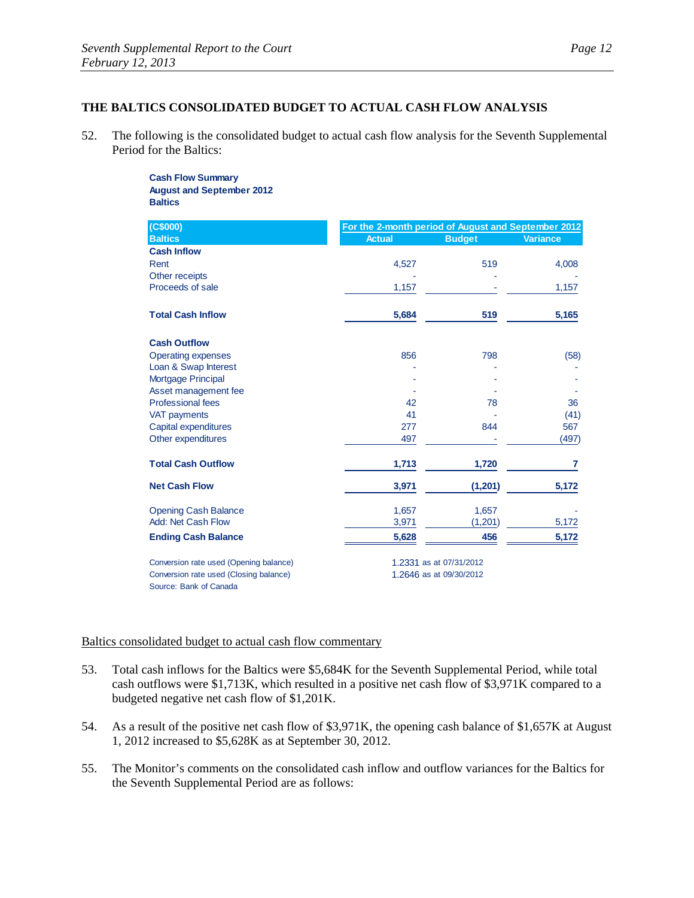## THE BALTICS CONSOLIDATED BUDGET TO ACTUAL CASH FLOW ANALYSIS

52. The following is the consolidated budget to actual cash flow analysis for the Seventh Supplemental Period for the Baltics:

**Cash Flow Summary**
**August and September 2012**
**Baltics**

| (C$000) | For the 2-month period of August and September 2012 | | |
|---|---|---|---|
| **Baltics** | **Actual** | **Budget** | **Variance** |
| **Cash Inflow** | | | |
| Rent | 4,527 | 519 | 4,008 |
| Other receipts | - | - | - |
| Proceeds of sale | 1,157 | - | 1,157 |
| **Total Cash Inflow** | **5,684** | **519** | **5,165** |
| **Cash Outflow** | | | |
| Operating expenses | 856 | 798 | (58) |
| Loan & Swap Interest | - | - | - |
| Mortgage Principal | - | - | - |
| Asset management fee | - | - | - |
| Professional fees | 42 | 78 | 36 |
| VAT payments | 41 | - | (41) |
| Capital expenditures | 277 | 844 | 567 |
| Other expenditures | 497 | - | (497) |
| **Total Cash Outflow** | **1,713** | **1,720** | **7** |
| **Net Cash Flow** | **3,971** | **(1,201)** | **5,172** |
| Opening Cash Balance | 1,657 | 1,657 | - |
| Add: Net Cash Flow | 3,971 | (1,201) | 5,172 |
| **Ending Cash Balance** | **5,628** | **456** | **5,172** |

Conversion rate used (Opening balance) 1.2331 as at 07/31/2012
Conversion rate used (Closing balance) 1.2646 as at 09/30/2012
Source: Bank of Canada

<u>Baltics consolidated budget to actual cash flow commentary</u>

53. Total cash inflows for the Baltics were $5,684K for the Seventh Supplemental Period, while total cash outflows were $1,713K, which resulted in a positive net cash flow of $3,971K compared to a budgeted negative net cash flow of $1,201K.

54. As a result of the positive net cash flow of $3,971K, the opening cash balance of $1,657K at August 1, 2012 increased to $5,628K as at September 30, 2012.

55. The Monitor's comments on the consolidated cash inflow and outflow variances for the Baltics for the Seventh Supplemental Period are as follows: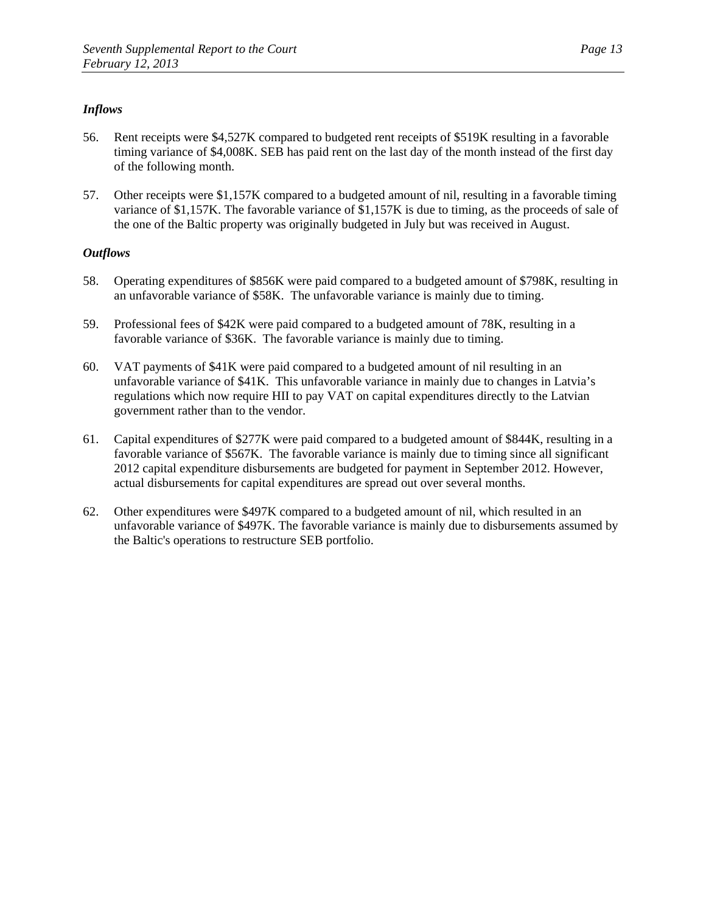***Inflows***

56. Rent receipts were $4,527K compared to budgeted rent receipts of $519K resulting in a favorable timing variance of $4,008K. SEB has paid rent on the last day of the month instead of the first day of the following month.

57. Other receipts were $1,157K compared to a budgeted amount of nil, resulting in a favorable timing variance of $1,157K. The favorable variance of $1,157K is due to timing, as the proceeds of sale of the one of the Baltic property was originally budgeted in July but was received in August.

***Outflows***

58. Operating expenditures of $856K were paid compared to a budgeted amount of $798K, resulting in an unfavorable variance of $58K. The unfavorable variance is mainly due to timing.

59. Professional fees of $42K were paid compared to a budgeted amount of 78K, resulting in a favorable variance of $36K. The favorable variance is mainly due to timing.

60. VAT payments of $41K were paid compared to a budgeted amount of nil resulting in an unfavorable variance of $41K. This unfavorable variance in mainly due to changes in Latvia's regulations which now require HII to pay VAT on capital expenditures directly to the Latvian government rather than to the vendor.

61. Capital expenditures of $277K were paid compared to a budgeted amount of $844K, resulting in a favorable variance of $567K. The favorable variance is mainly due to timing since all significant 2012 capital expenditure disbursements are budgeted for payment in September 2012. However, actual disbursements for capital expenditures are spread out over several months.

62. Other expenditures were $497K compared to a budgeted amount of nil, which resulted in an unfavorable variance of $497K. The favorable variance is mainly due to disbursements assumed by the Baltic's operations to restructure SEB portfolio.